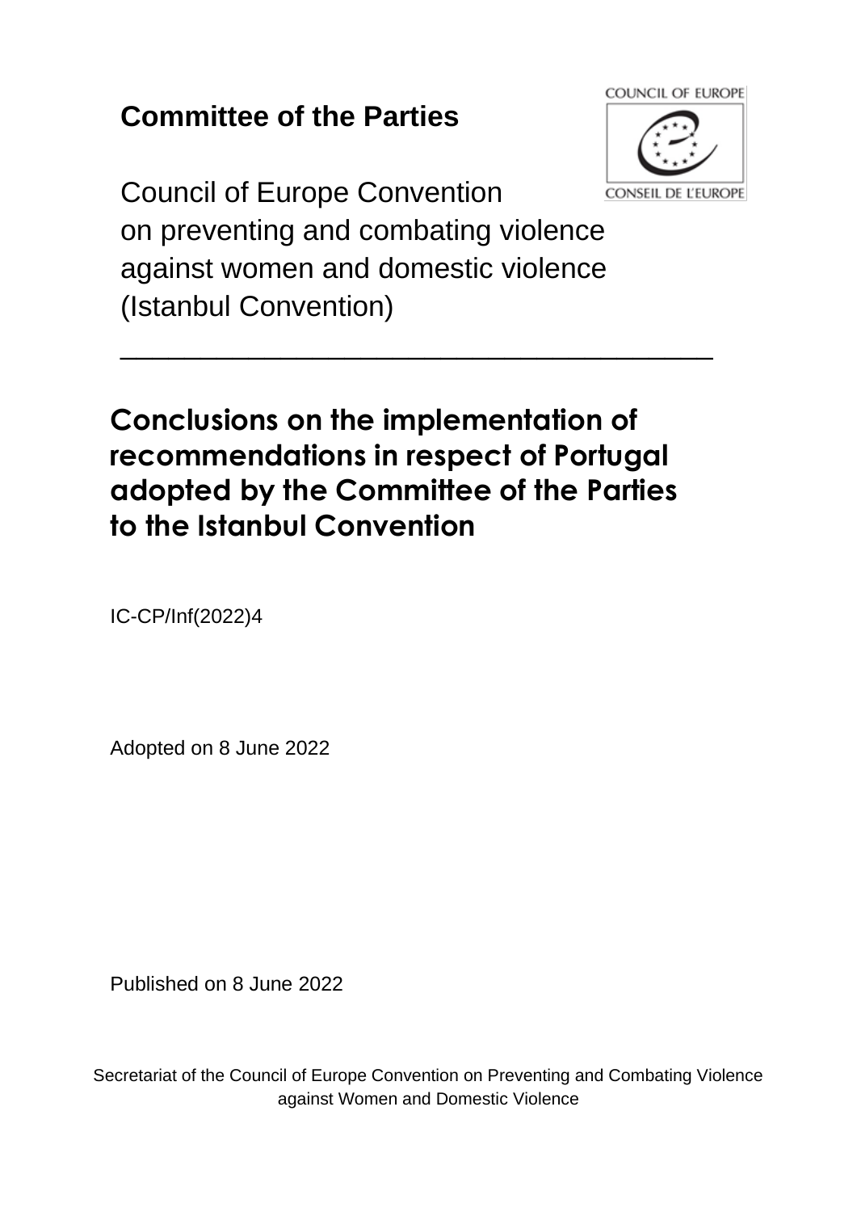**Committee of the Parties**

Council of Europe Convention
on preventing and combating violence
against women and domestic violence
(Istanbul Convention)

COUNCIL OF EUROPE

CONSEIL DE L'EUROPE

---

# Conclusions on the implementation of recommendations in respect of Portugal adopted by the Committee of the Parties to the Istanbul Convention

IC-CP/Inf(2022)4

Adopted on 8 June 2022

Published on 8 June 2022

Secretariat of the Council of Europe Convention on Preventing and Combating Violence against Women and Domestic Violence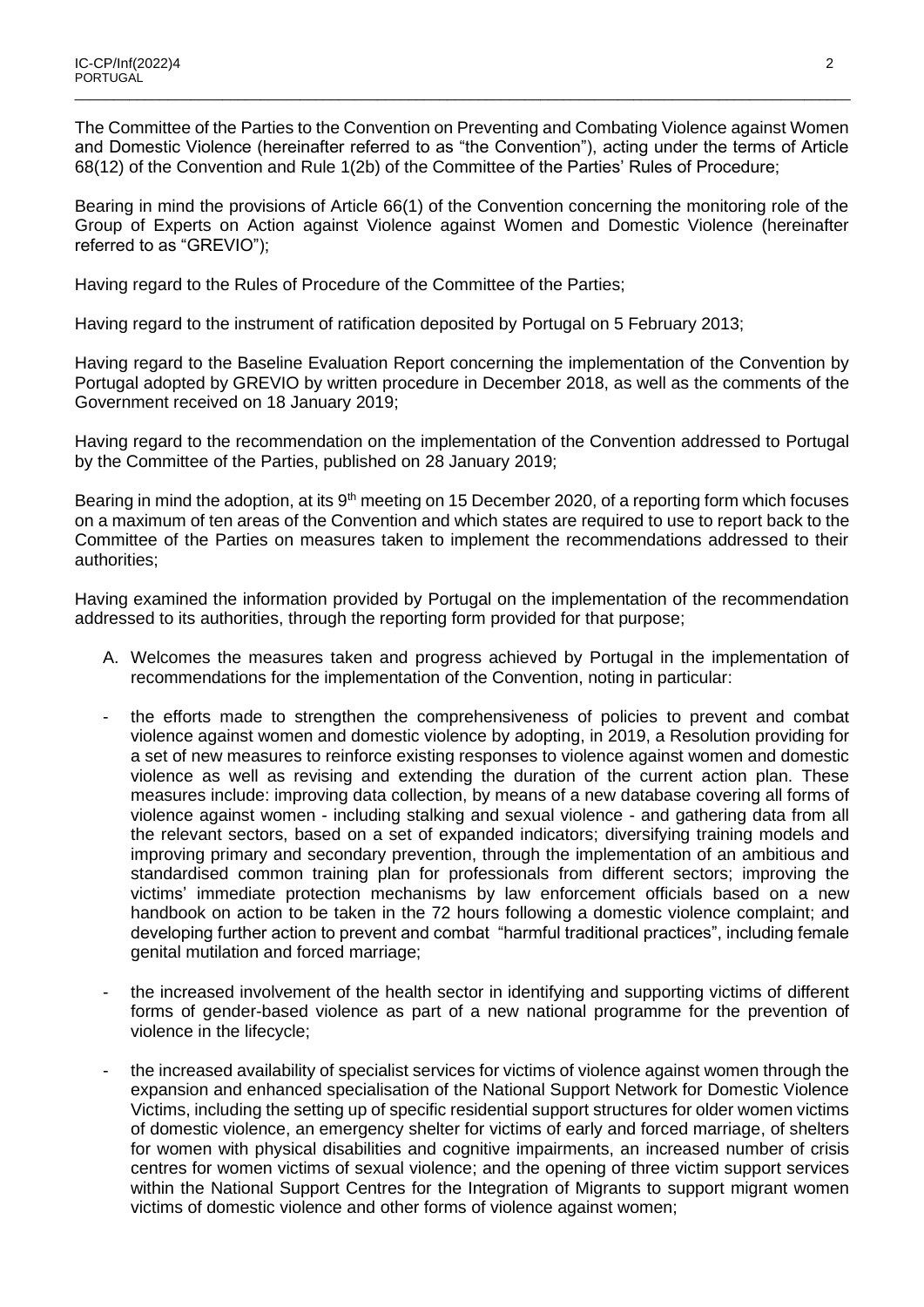The Committee of the Parties to the Convention on Preventing and Combating Violence against Women and Domestic Violence (hereinafter referred to as "the Convention"), acting under the terms of Article 68(12) of the Convention and Rule 1(2b) of the Committee of the Parties' Rules of Procedure;

Bearing in mind the provisions of Article 66(1) of the Convention concerning the monitoring role of the Group of Experts on Action against Violence against Women and Domestic Violence (hereinafter referred to as "GREVIO");

Having regard to the Rules of Procedure of the Committee of the Parties;

Having regard to the instrument of ratification deposited by Portugal on 5 February 2013;

Having regard to the Baseline Evaluation Report concerning the implementation of the Convention by Portugal adopted by GREVIO by written procedure in December 2018, as well as the comments of the Government received on 18 January 2019;

Having regard to the recommendation on the implementation of the Convention addressed to Portugal by the Committee of the Parties, published on 28 January 2019;

Bearing in mind the adoption, at its 9th meeting on 15 December 2020, of a reporting form which focuses on a maximum of ten areas of the Convention and which states are required to use to report back to the Committee of the Parties on measures taken to implement the recommendations addressed to their authorities;

Having examined the information provided by Portugal on the implementation of the recommendation addressed to its authorities, through the reporting form provided for that purpose;

A. Welcomes the measures taken and progress achieved by Portugal in the implementation of recommendations for the implementation of the Convention, noting in particular:

- the efforts made to strengthen the comprehensiveness of policies to prevent and combat violence against women and domestic violence by adopting, in 2019, a Resolution providing for a set of new measures to reinforce existing responses to violence against women and domestic violence as well as revising and extending the duration of the current action plan. These measures include: improving data collection, by means of a new database covering all forms of violence against women - including stalking and sexual violence - and gathering data from all the relevant sectors, based on a set of expanded indicators; diversifying training models and improving primary and secondary prevention, through the implementation of an ambitious and standardised common training plan for professionals from different sectors; improving the victims' immediate protection mechanisms by law enforcement officials based on a new handbook on action to be taken in the 72 hours following a domestic violence complaint; and developing further action to prevent and combat "harmful traditional practices", including female genital mutilation and forced marriage;

- the increased involvement of the health sector in identifying and supporting victims of different forms of gender-based violence as part of a new national programme for the prevention of violence in the lifecycle;

- the increased availability of specialist services for victims of violence against women through the expansion and enhanced specialisation of the National Support Network for Domestic Violence Victims, including the setting up of specific residential support structures for older women victims of domestic violence, an emergency shelter for victims of early and forced marriage, of shelters for women with physical disabilities and cognitive impairments, an increased number of crisis centres for women victims of sexual violence; and the opening of three victim support services within the National Support Centres for the Integration of Migrants to support migrant women victims of domestic violence and other forms of violence against women;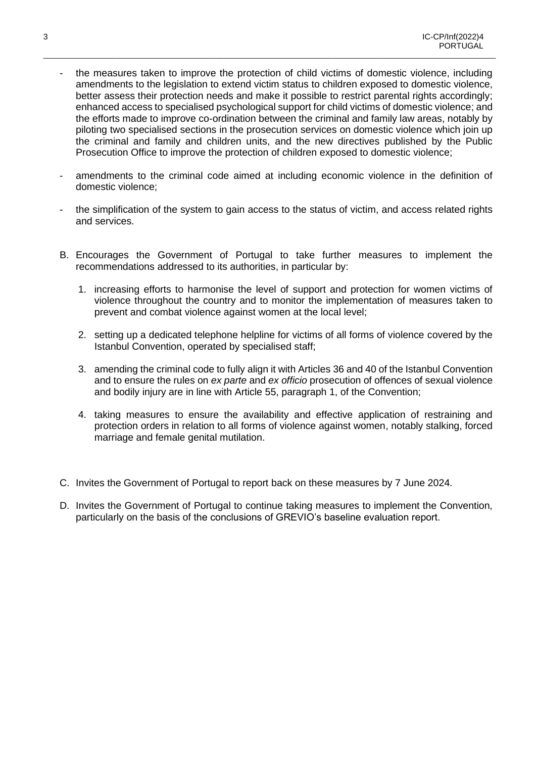- the measures taken to improve the protection of child victims of domestic violence, including amendments to the legislation to extend victim status to children exposed to domestic violence, better assess their protection needs and make it possible to restrict parental rights accordingly; enhanced access to specialised psychological support for child victims of domestic violence; and the efforts made to improve co-ordination between the criminal and family law areas, notably by piloting two specialised sections in the prosecution services on domestic violence which join up the criminal and family and children units, and the new directives published by the Public Prosecution Office to improve the protection of children exposed to domestic violence;
- amendments to the criminal code aimed at including economic violence in the definition of domestic violence;
- the simplification of the system to gain access to the status of victim, and access related rights and services.

B. Encourages the Government of Portugal to take further measures to implement the recommendations addressed to its authorities, in particular by:

   1. increasing efforts to harmonise the level of support and protection for women victims of violence throughout the country and to monitor the implementation of measures taken to prevent and combat violence against women at the local level;
   2. setting up a dedicated telephone helpline for victims of all forms of violence covered by the Istanbul Convention, operated by specialised staff;
   3. amending the criminal code to fully align it with Articles 36 and 40 of the Istanbul Convention and to ensure the rules on *ex parte* and *ex officio* prosecution of offences of sexual violence and bodily injury are in line with Article 55, paragraph 1, of the Convention;
   4. taking measures to ensure the availability and effective application of restraining and protection orders in relation to all forms of violence against women, notably stalking, forced marriage and female genital mutilation.

C. Invites the Government of Portugal to report back on these measures by 7 June 2024.

D. Invites the Government of Portugal to continue taking measures to implement the Convention, particularly on the basis of the conclusions of GREVIO's baseline evaluation report.